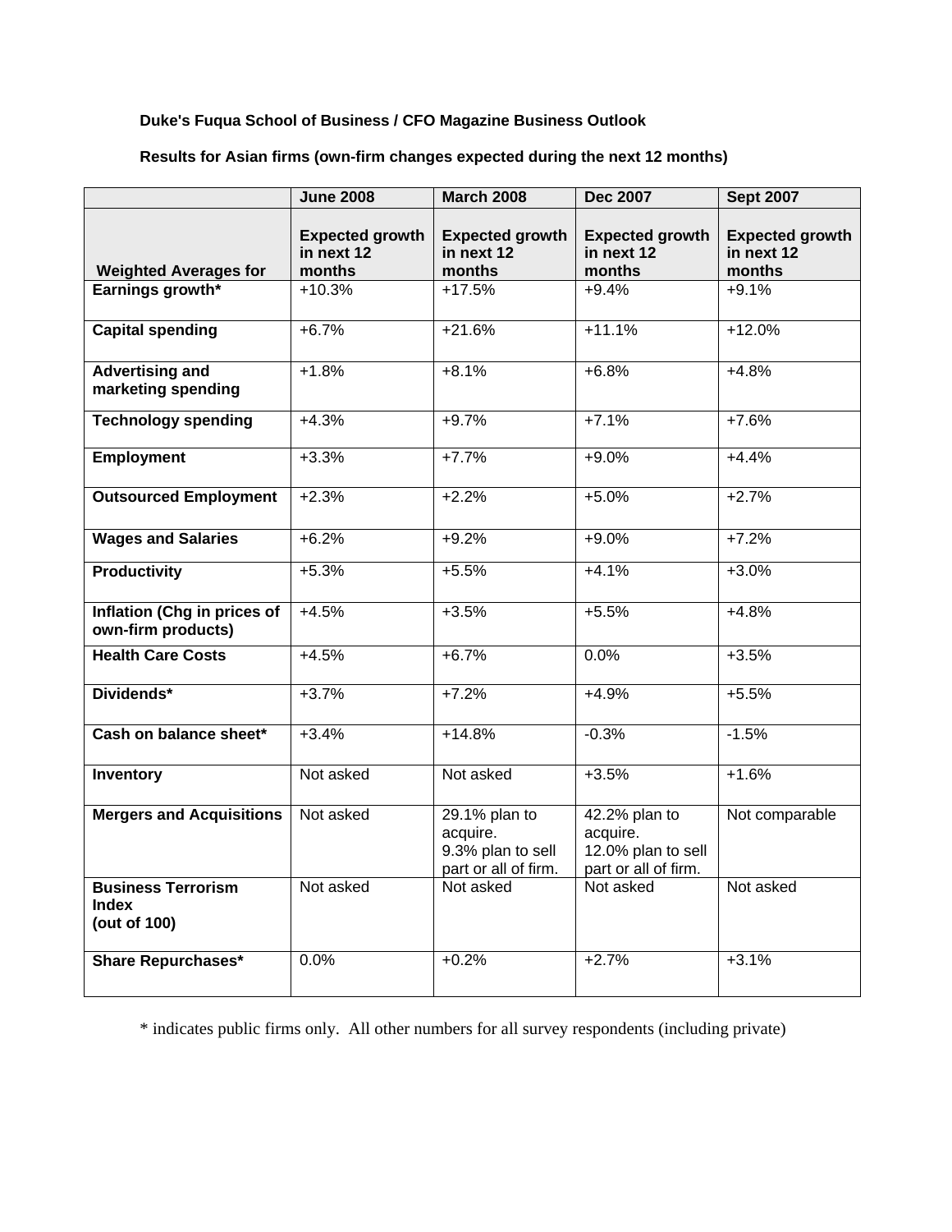**Duke's Fuqua School of Business / CFO Magazine Business Outlook**

**Results for Asian firms (own-firm changes expected during the next 12 months)**

| | **June 2008** | **March 2008** | **Dec 2007** | **Sept 2007** |
|---|---|---|---|---|
| **Weighted Averages for** | **Expected growth in next 12 months** | **Expected growth in next 12 months** | **Expected growth in next 12 months** | **Expected growth in next 12 months** |
| **Earnings growth*** | +10.3% | +17.5% | +9.4% | +9.1% |
| **Capital spending** | +6.7% | +21.6% | +11.1% | +12.0% |
| **Advertising and marketing spending** | +1.8% | +8.1% | +6.8% | +4.8% |
| **Technology spending** | +4.3% | +9.7% | +7.1% | +7.6% |
| **Employment** | +3.3% | +7.7% | +9.0% | +4.4% |
| **Outsourced Employment** | +2.3% | +2.2% | +5.0% | +2.7% |
| **Wages and Salaries** | +6.2% | +9.2% | +9.0% | +7.2% |
| **Productivity** | +5.3% | +5.5% | +4.1% | +3.0% |
| **Inflation (Chg in prices of own-firm products)** | +4.5% | +3.5% | +5.5% | +4.8% |
| **Health Care Costs** | +4.5% | +6.7% | 0.0% | +3.5% |
| **Dividends*** | +3.7% | +7.2% | +4.9% | +5.5% |
| **Cash on balance sheet*** | +3.4% | +14.8% | -0.3% | -1.5% |
| **Inventory** | Not asked | Not asked | +3.5% | +1.6% |
| **Mergers and Acquisitions** | Not asked | 29.1% plan to acquire. 9.3% plan to sell part or all of firm. | 42.2% plan to acquire. 12.0% plan to sell part or all of firm. | Not comparable |
| **Business Terrorism Index (out of 100)** | Not asked | Not asked | Not asked | Not asked |
| **Share Repurchases*** | 0.0% | +0.2% | +2.7% | +3.1% |

* indicates public firms only. All other numbers for all survey respondents (including private)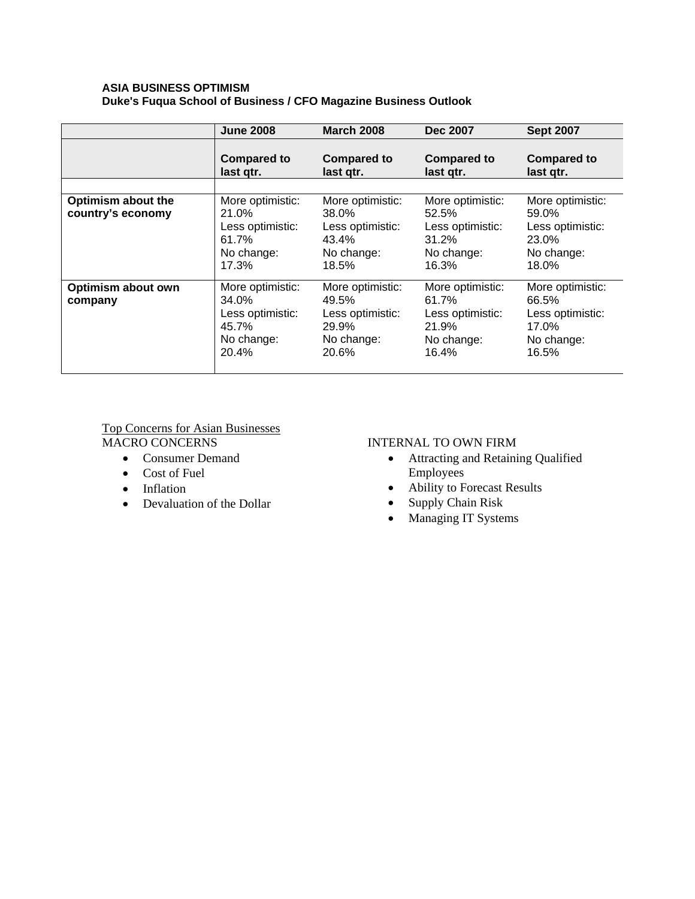**ASIA BUSINESS OPTIMISM**
**Duke's Fuqua School of Business / CFO Magazine Business Outlook**

| | **June 2008** | **March 2008** | **Dec 2007** | **Sept 2007** |
|---|---|---|---|---|
| | **Compared to last qtr.** | **Compared to last qtr.** | **Compared to last qtr.** | **Compared to last qtr.** |
| | | | | |
| **Optimism about the country's economy** | More optimistic: 21.0% Less optimistic: 61.7% No change: 17.3% | More optimistic: 38.0% Less optimistic: 43.4% No change: 18.5% | More optimistic: 52.5% Less optimistic: 31.2% No change: 16.3% | More optimistic: 59.0% Less optimistic: 23.0% No change: 18.0% |
| **Optimism about own company** | More optimistic: 34.0% Less optimistic: 45.7% No change: 20.4% | More optimistic: 49.5% Less optimistic: 29.9% No change: 20.6% | More optimistic: 61.7% Less optimistic: 21.9% No change: 16.4% | More optimistic: 66.5% Less optimistic: 17.0% No change: 16.5% |

Top Concerns for Asian Businesses

MACRO CONCERNS

- Consumer Demand
- Cost of Fuel
- Inflation
- Devaluation of the Dollar

INTERNAL TO OWN FIRM

- Attracting and Retaining Qualified Employees
- Ability to Forecast Results
- Supply Chain Risk
- Managing IT Systems